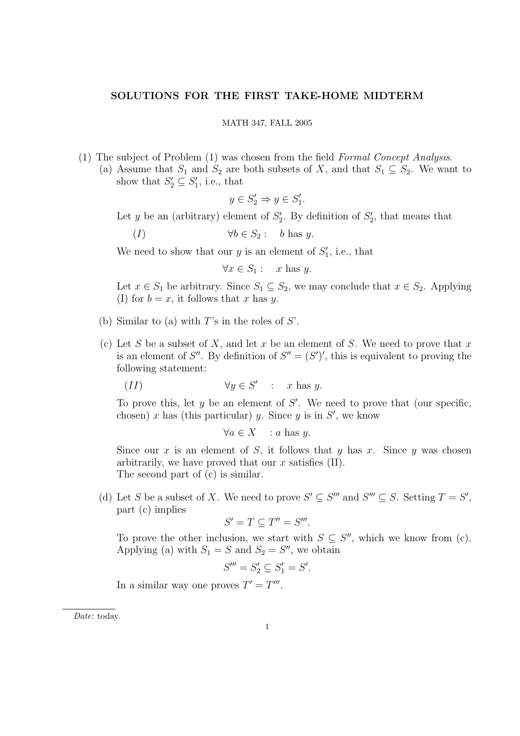# SOLUTIONS FOR THE FIRST TAKE-HOME MIDTERM

MATH 347, FALL 2005

(1) The subject of Problem (1) was chosen from the field *Formal Concept Analysis*.

(a) Assume that $S_1$ and $S_2$ are both subsets of $X$, and that $S_1 \subseteq S_2$. We want to show that $S_2' \subseteq S_1'$, i.e., that

$$y \in S_2' \Rightarrow y \in S_1'.$$

Let $y$ be an (arbitrary) element of $S_2'$. By definition of $S_2'$, that means that

$$(I) \qquad \forall b \in S_2 : \quad b \text{ has } y.$$

We need to show that our $y$ is an element of $S_1'$, i.e., that

$$\forall x \in S_1 : \quad x \text{ has } y.$$

Let $x \in S_1$ be arbitrary. Since $S_1 \subseteq S_2$, we may conclude that $x \in S_2$. Applying (I) for $b = x$, it follows that $x$ has $y$.

(b) Similar to (a) with $T$'s in the roles of $S$'.

(c) Let $S$ be a subset of $X$, and let $x$ be an element of $S$. We need to prove that $x$ is an element of $S''$. By definition of $S'' = (S')'$, this is equivalent to proving the following statement:

$$(II) \qquad \forall y \in S' \quad : \quad x \text{ has } y.$$

To prove this, let $y$ be an element of $S'$. We need to prove that (our specific, chosen) $x$ has (this particular) $y$. Since $y$ is in $S'$, we know

$$\forall a \in X \quad : a \text{ has } y.$$

Since our $x$ is an element of $S$, it follows that $y$ has $x$. Since $y$ was chosen arbitrarily, we have proved that our $x$ satisfies (II).
The second part of (c) is similar.

(d) Let $S$ be a subset of $X$. We need to prove $S' \subseteq S'''$ and $S''' \subseteq S$. Setting $T = S'$, part (c) implies

$$S' = T \subseteq T'' = S'''.$$

To prove the other inclusion, we start with $S \subseteq S''$, which we know from (c). Applying (a) with $S_1 = S$ and $S_2 = S''$, we obtain

$$S''' = S_2' \subseteq S_1' = S'.$$

In a similar way one proves $T' = T'''$.

*Date*: today.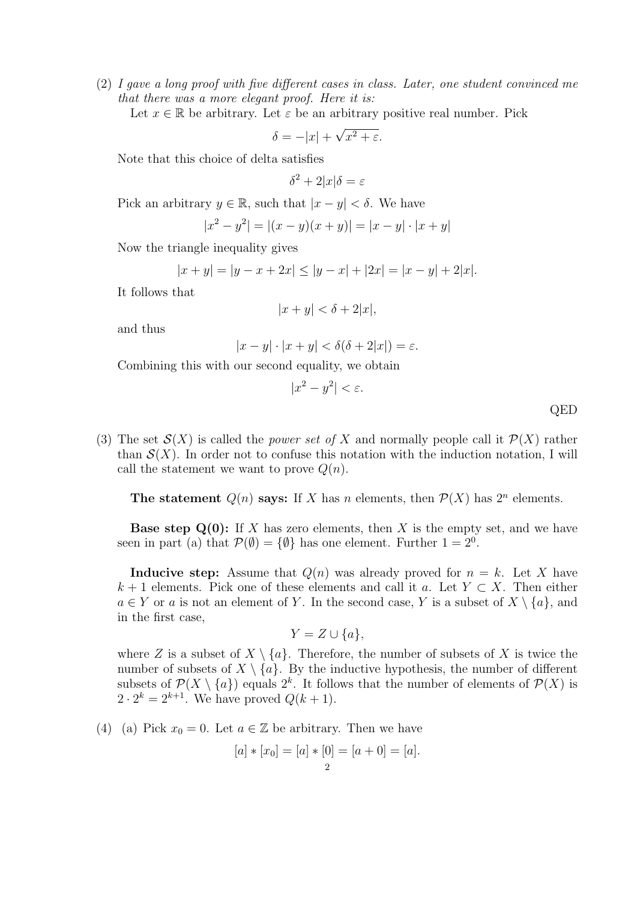(2) *I gave a long proof with five different cases in class. Later, one student convinced me that there was a more elegant proof. Here it is:*

Let $x \in \mathbb{R}$ be arbitrary. Let $\varepsilon$ be an arbitrary positive real number. Pick

$$\delta = -|x| + \sqrt{x^2 + \varepsilon}.$$

Note that this choice of delta satisfies

$$\delta^2 + 2|x|\delta = \varepsilon$$

Pick an arbitrary $y \in \mathbb{R}$, such that $|x - y| < \delta$. We have

$$|x^2 - y^2| = |(x - y)(x + y)| = |x - y| \cdot |x + y|$$

Now the triangle inequality gives

$$|x + y| = |y - x + 2x| \leq |y - x| + |2x| = |x - y| + 2|x|.$$

It follows that

$$|x + y| < \delta + 2|x|,$$

and thus

$$|x - y| \cdot |x + y| < \delta(\delta + 2|x|) = \varepsilon.$$

Combining this with our second equality, we obtain

$$|x^2 - y^2| < \varepsilon.$$

QED

(3) The set $\mathcal{S}(X)$ is called the *power set of* $X$ and normally people call it $\mathcal{P}(X)$ rather than $\mathcal{S}(X)$. In order not to confuse this notation with the induction notation, I will call the statement we want to prove $Q(n)$.

**The statement** $Q(n)$ **says:** If $X$ has $n$ elements, then $\mathcal{P}(X)$ has $2^n$ elements.

**Base step Q(0):** If $X$ has zero elements, then $X$ is the empty set, and we have seen in part (a) that $\mathcal{P}(\emptyset) = \{\emptyset\}$ has one element. Further $1 = 2^0$.

**Inducive step:** Assume that $Q(n)$ was already proved for $n = k$. Let $X$ have $k + 1$ elements. Pick one of these elements and call it $a$. Let $Y \subset X$. Then either $a \in Y$ or $a$ is not an element of $Y$. In the second case, $Y$ is a subset of $X \setminus \{a\}$, and in the first case,

$$Y = Z \cup \{a\},$$

where $Z$ is a subset of $X \setminus \{a\}$. Therefore, the number of subsets of $X$ is twice the number of subsets of $X \setminus \{a\}$. By the inductive hypothesis, the number of different subsets of $\mathcal{P}(X \setminus \{a\})$ equals $2^k$. It follows that the number of elements of $\mathcal{P}(X)$ is $2 \cdot 2^k = 2^{k+1}$. We have proved $Q(k + 1)$.

(4) (a) Pick $x_0 = 0$. Let $a \in \mathbb{Z}$ be arbitrary. Then we have

$$[a] * [x_0] = [a] * [0] = [a + 0] = [a].$$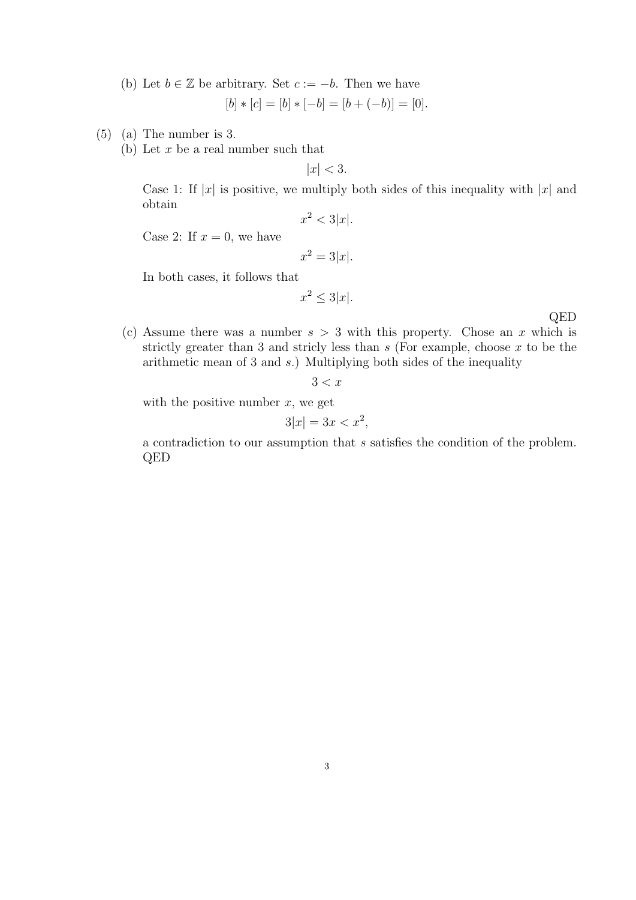(b) Let $b \in \mathbb{Z}$ be arbitrary. Set $c := -b$. Then we have

$$[b] * [c] = [b] * [-b] = [b + (-b)] = [0].$$

(5) (a) The number is 3.

(b) Let $x$ be a real number such that

$$|x| < 3.$$

Case 1: If $|x|$ is positive, we multiply both sides of this inequality with $|x|$ and obtain

$$x^2 < 3|x|.$$

Case 2: If $x = 0$, we have

$$x^2 = 3|x|.$$

In both cases, it follows that

$$x^2 \leq 3|x|.$$

QED

(c) Assume there was a number $s > 3$ with this property. Chose an $x$ which is strictly greater than 3 and stricly less than $s$ (For example, choose $x$ to be the arithmetic mean of 3 and $s$.) Multiplying both sides of the inequality

$$3 < x$$

with the positive number $x$, we get

$$3|x| = 3x < x^2,$$

a contradiction to our assumption that $s$ satisfies the condition of the problem. QED